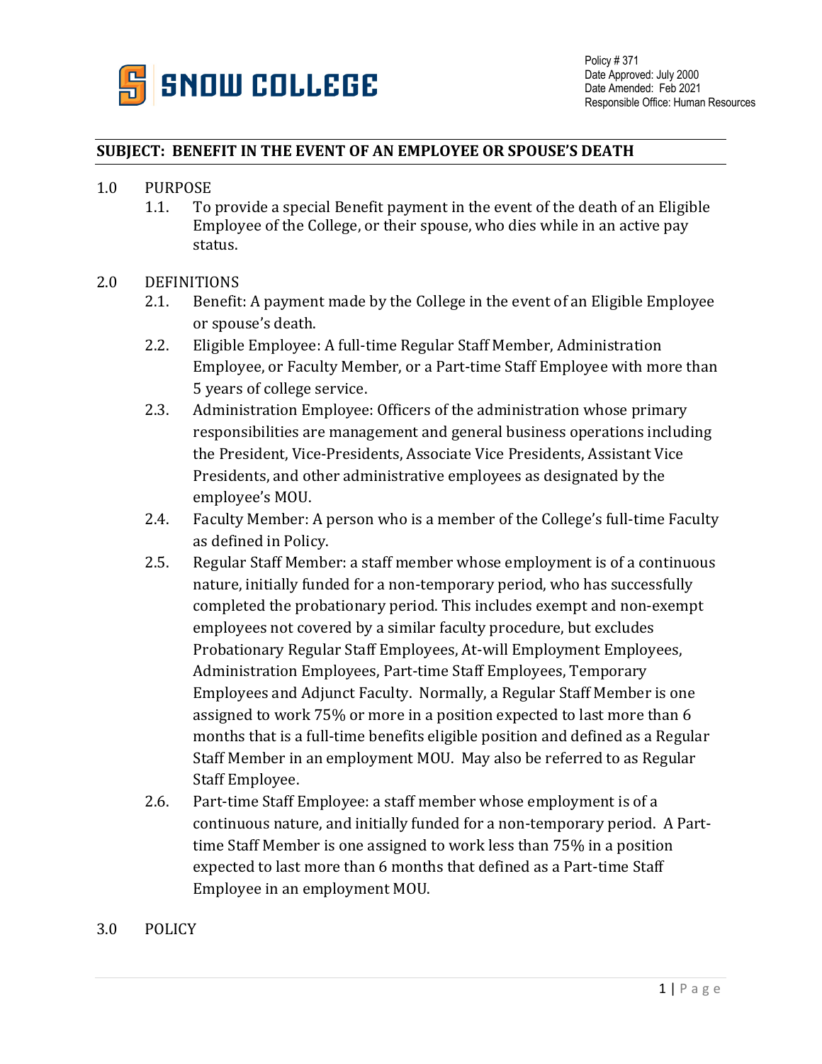**SNOW COLLEGE**

Policy # 371
Date Approved: July 2000
Date Amended: Feb 2021
Responsible Office: Human Resources

## SUBJECT: BENEFIT IN THE EVENT OF AN EMPLOYEE OR SPOUSE'S DEATH

1.0 PURPOSE

1.1. To provide a special Benefit payment in the event of the death of an Eligible Employee of the College, or their spouse, who dies while in an active pay status.

2.0 DEFINITIONS

2.1. Benefit: A payment made by the College in the event of an Eligible Employee or spouse's death.

2.2. Eligible Employee: A full-time Regular Staff Member, Administration Employee, or Faculty Member, or a Part-time Staff Employee with more than 5 years of college service.

2.3. Administration Employee: Officers of the administration whose primary responsibilities are management and general business operations including the President, Vice-Presidents, Associate Vice Presidents, Assistant Vice Presidents, and other administrative employees as designated by the employee's MOU.

2.4. Faculty Member: A person who is a member of the College's full-time Faculty as defined in Policy.

2.5. Regular Staff Member: a staff member whose employment is of a continuous nature, initially funded for a non-temporary period, who has successfully completed the probationary period. This includes exempt and non-exempt employees not covered by a similar faculty procedure, but excludes Probationary Regular Staff Employees, At-will Employment Employees, Administration Employees, Part-time Staff Employees, Temporary Employees and Adjunct Faculty. Normally, a Regular Staff Member is one assigned to work 75% or more in a position expected to last more than 6 months that is a full-time benefits eligible position and defined as a Regular Staff Member in an employment MOU. May also be referred to as Regular Staff Employee.

2.6. Part-time Staff Employee: a staff member whose employment is of a continuous nature, and initially funded for a non-temporary period. A Part-time Staff Member is one assigned to work less than 75% in a position expected to last more than 6 months that defined as a Part-time Staff Employee in an employment MOU.

3.0 POLICY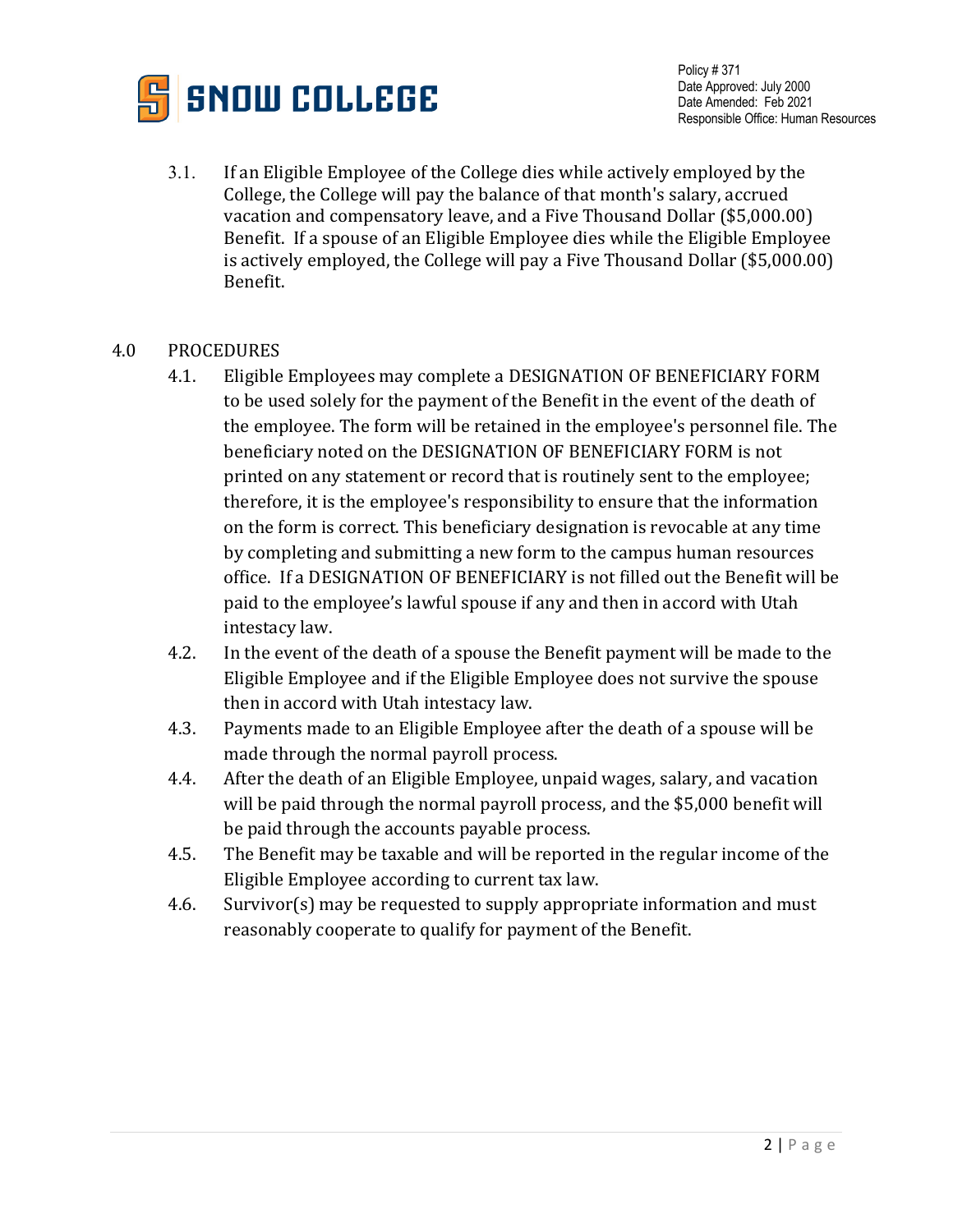3.1. If an Eligible Employee of the College dies while actively employed by the College, the College will pay the balance of that month's salary, accrued vacation and compensatory leave, and a Five Thousand Dollar ($5,000.00) Benefit. If a spouse of an Eligible Employee dies while the Eligible Employee is actively employed, the College will pay a Five Thousand Dollar ($5,000.00) Benefit.

## 4.0 PROCEDURES

4.1. Eligible Employees may complete a DESIGNATION OF BENEFICIARY FORM to be used solely for the payment of the Benefit in the event of the death of the employee. The form will be retained in the employee's personnel file. The beneficiary noted on the DESIGNATION OF BENEFICIARY FORM is not printed on any statement or record that is routinely sent to the employee; therefore, it is the employee's responsibility to ensure that the information on the form is correct. This beneficiary designation is revocable at any time by completing and submitting a new form to the campus human resources office. If a DESIGNATION OF BENEFICIARY is not filled out the Benefit will be paid to the employee's lawful spouse if any and then in accord with Utah intestacy law.

4.2. In the event of the death of a spouse the Benefit payment will be made to the Eligible Employee and if the Eligible Employee does not survive the spouse then in accord with Utah intestacy law.

4.3. Payments made to an Eligible Employee after the death of a spouse will be made through the normal payroll process.

4.4. After the death of an Eligible Employee, unpaid wages, salary, and vacation will be paid through the normal payroll process, and the $5,000 benefit will be paid through the accounts payable process.

4.5. The Benefit may be taxable and will be reported in the regular income of the Eligible Employee according to current tax law.

4.6. Survivor(s) may be requested to supply appropriate information and must reasonably cooperate to qualify for payment of the Benefit.